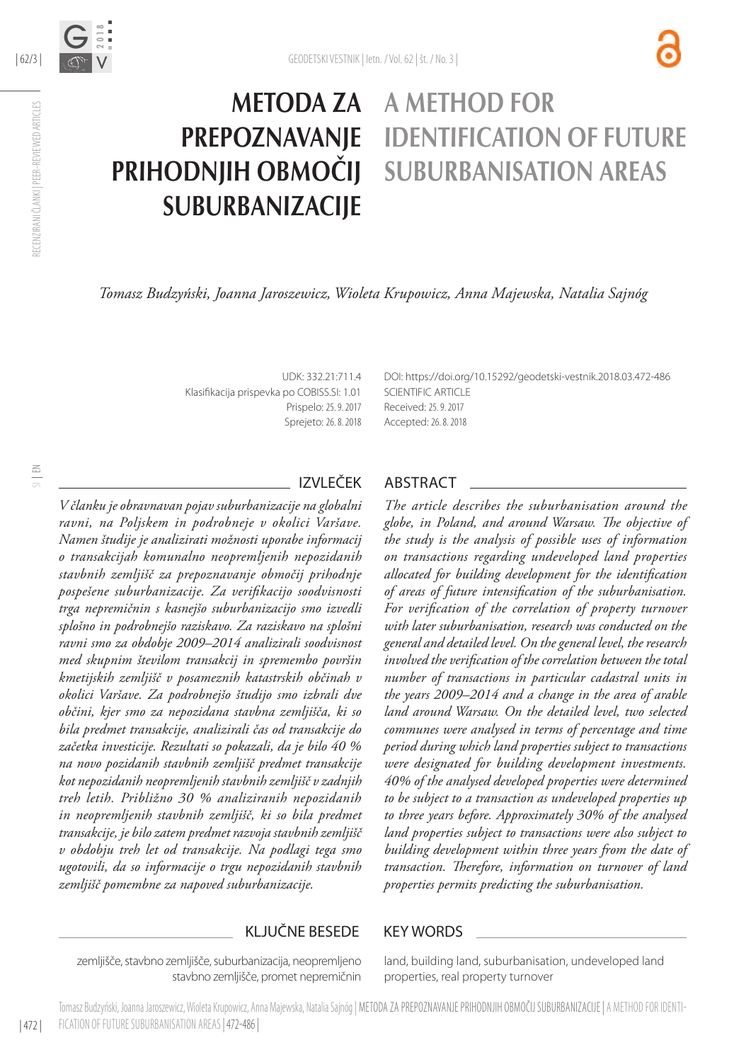# METODA ZA PREPOZNAVANJE PRIHODNJIH OBMOČIJ SUBURBANIZACIJE

# A METHOD FOR IDENTIFICATION OF FUTURE SUBURBANISATION AREAS

*Tomasz Budzyński, Joanna Jaroszewicz, Wioleta Krupowicz, Anna Majewska, Natalia Sajnóg*

UDK: 332.21:711.4
Klasifikacija prispevka po COBISS.SI: 1.01
Prispelo: 25. 9. 2017
Sprejeto: 26. 8. 2018

DOI: https://doi.org/10.15292/geodetski-vestnik.2018.03.472-486
SCIENTIFIC ARTICLE
Received: 25. 9. 2017
Accepted: 26. 8. 2018

## IZVLEČEK

*V članku je obravnavan pojav suburbanizacije na globalni ravni, na Poljskem in podrobneje v okolici Varšave. Namen študije je analizirati možnosti uporabe informacij o transakcijah komunalno neopremljenih nepozidanih stavbnih zemljišč za prepoznavanje območij prihodnje pospešene suburbanizacije. Za verifikacijo soodvisnosti trga nepremičnin s kasnejšo suburbanizacijo smo izvedli splošno in podrobnejšo raziskavo. Za raziskavo na splošni ravni smo za obdobje 2009–2014 analizirali soodvisnost med skupnim številom transakcij in spremembo površin kmetijskih zemljišč v posameznih katastrskih občinah v okolici Varšave. Za podrobnejšo študijo smo izbrali dve občini, kjer smo za nepozidana stavbna zemljišča, ki so bila predmet transakcije, analizirali čas od transakcije do začetka investicije. Rezultati so pokazali, da je bilo 40 % na novo pozidanih stavbnih zemljišč predmet transakcije kot nepozidanih neopremljenih stavbnih zemljišč v zadnjih treh letih. Približno 30 % analiziranih nepozidanih in neopremljenih stavbnih zemljišč, ki so bila predmet transakcije, je bilo zatem predmet razvoja stavbnih zemljišč v obdobju treh let od transakcije. Na podlagi tega smo ugotovili, da so informacije o trgu nepozidanih stavbnih zemljišč pomembne za napoved suburbanizacije.*

## ABSTRACT

*The article describes the suburbanisation around the globe, in Poland, and around Warsaw. The objective of the study is the analysis of possible uses of information on transactions regarding undeveloped land properties allocated for building development for the identification of areas of future intensification of the suburbanisation. For verification of the correlation of property turnover with later suburbanisation, research was conducted on the general and detailed level. On the general level, the research involved the verification of the correlation between the total number of transactions in particular cadastral units in the years 2009–2014 and a change in the area of arable land around Warsaw. On the detailed level, two selected communes were analysed in terms of percentage and time period during which land properties subject to transactions were designated for building development investments. 40% of the analysed developed properties were determined to be subject to a transaction as undeveloped properties up to three years before. Approximately 30% of the analysed land properties subject to transactions were also subject to building development within three years from the date of transaction. Therefore, information on turnover of land properties permits predicting the suburbanisation.*

## KLJUČNE BESEDE

zemljišče, stavbno zemljišče, suburbanizacija, neopremljeno stavbno zemljišče, promet nepremičnin

## KEY WORDS

land, building land, suburbanisation, undeveloped land properties, real property turnover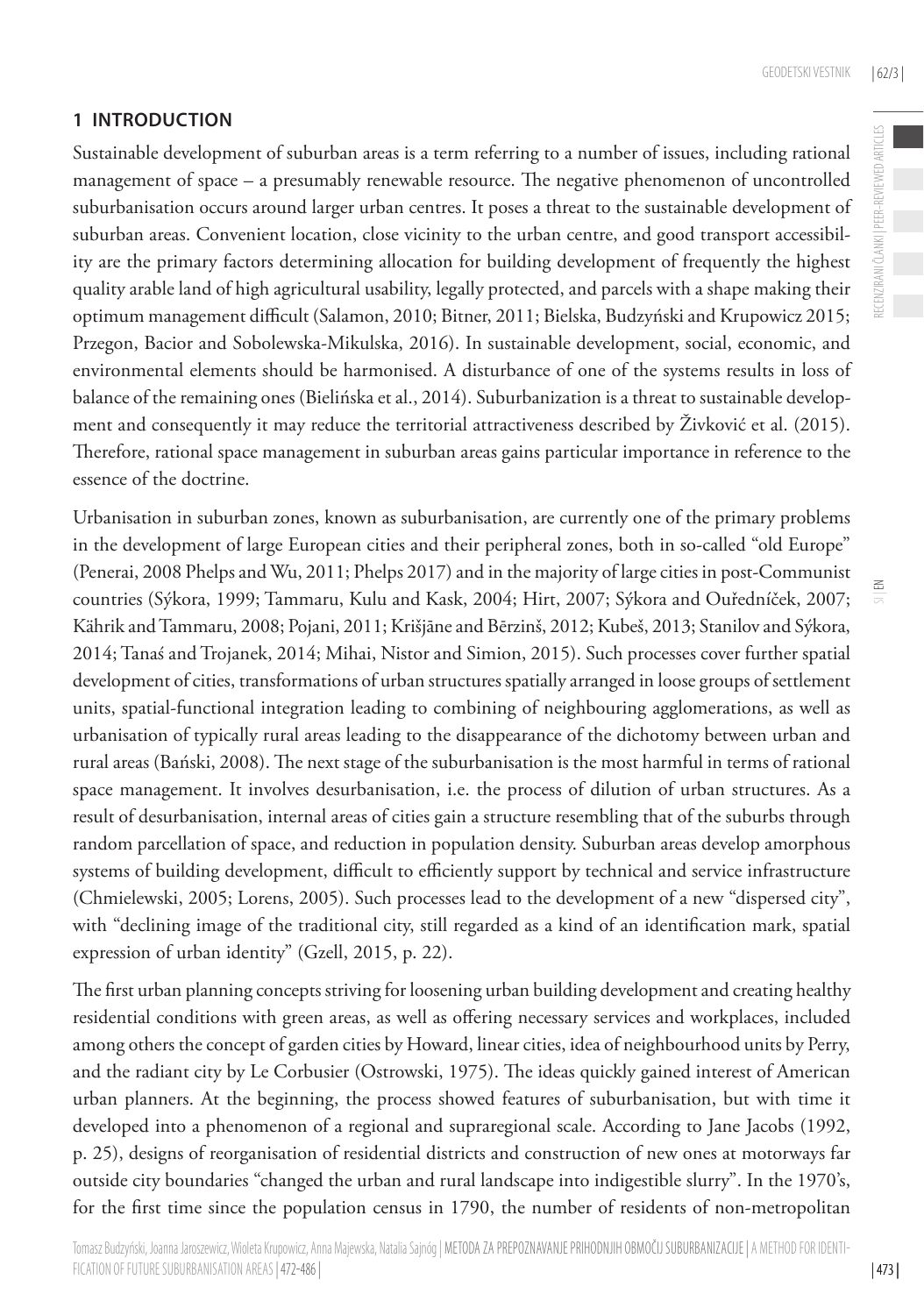## 1 INTRODUCTION

Sustainable development of suburban areas is a term referring to a number of issues, including rational management of space – a presumably renewable resource. The negative phenomenon of uncontrolled suburbanisation occurs around larger urban centres. It poses a threat to the sustainable development of suburban areas. Convenient location, close vicinity to the urban centre, and good transport accessibility are the primary factors determining allocation for building development of frequently the highest quality arable land of high agricultural usability, legally protected, and parcels with a shape making their optimum management difficult (Salamon, 2010; Bitner, 2011; Bielska, Budzyński and Krupowicz 2015; Przegon, Bacior and Sobolewska-Mikulska, 2016). In sustainable development, social, economic, and environmental elements should be harmonised. A disturbance of one of the systems results in loss of balance of the remaining ones (Bielińska et al., 2014). Suburbanization is a threat to sustainable development and consequently it may reduce the territorial attractiveness described by Živković et al. (2015). Therefore, rational space management in suburban areas gains particular importance in reference to the essence of the doctrine.

Urbanisation in suburban zones, known as suburbanisation, are currently one of the primary problems in the development of large European cities and their peripheral zones, both in so-called "old Europe" (Penerai, 2008 Phelps and Wu, 2011; Phelps 2017) and in the majority of large cities in post-Communist countries (Sýkora, 1999; Tammaru, Kulu and Kask, 2004; Hirt, 2007; Sýkora and Ouředníček, 2007; Kährik and Tammaru, 2008; Pojani, 2011; Krišjāne and Bērzinš, 2012; Kubeš, 2013; Stanilov and Sýkora, 2014; Tanaś and Trojanek, 2014; Mihai, Nistor and Simion, 2015). Such processes cover further spatial development of cities, transformations of urban structures spatially arranged in loose groups of settlement units, spatial-functional integration leading to combining of neighbouring agglomerations, as well as urbanisation of typically rural areas leading to the disappearance of the dichotomy between urban and rural areas (Bański, 2008). The next stage of the suburbanisation is the most harmful in terms of rational space management. It involves desurbanisation, i.e. the process of dilution of urban structures. As a result of desurbanisation, internal areas of cities gain a structure resembling that of the suburbs through random parcellation of space, and reduction in population density. Suburban areas develop amorphous systems of building development, difficult to efficiently support by technical and service infrastructure (Chmielewski, 2005; Lorens, 2005). Such processes lead to the development of a new "dispersed city", with "declining image of the traditional city, still regarded as a kind of an identification mark, spatial expression of urban identity" (Gzell, 2015, p. 22).

The first urban planning concepts striving for loosening urban building development and creating healthy residential conditions with green areas, as well as offering necessary services and workplaces, included among others the concept of garden cities by Howard, linear cities, idea of neighbourhood units by Perry, and the radiant city by Le Corbusier (Ostrowski, 1975). The ideas quickly gained interest of American urban planners. At the beginning, the process showed features of suburbanisation, but with time it developed into a phenomenon of a regional and supraregional scale. According to Jane Jacobs (1992, p. 25), designs of reorganisation of residential districts and construction of new ones at motorways far outside city boundaries "changed the urban and rural landscape into indigestible slurry". In the 1970's, for the first time since the population census in 1790, the number of residents of non-metropolitan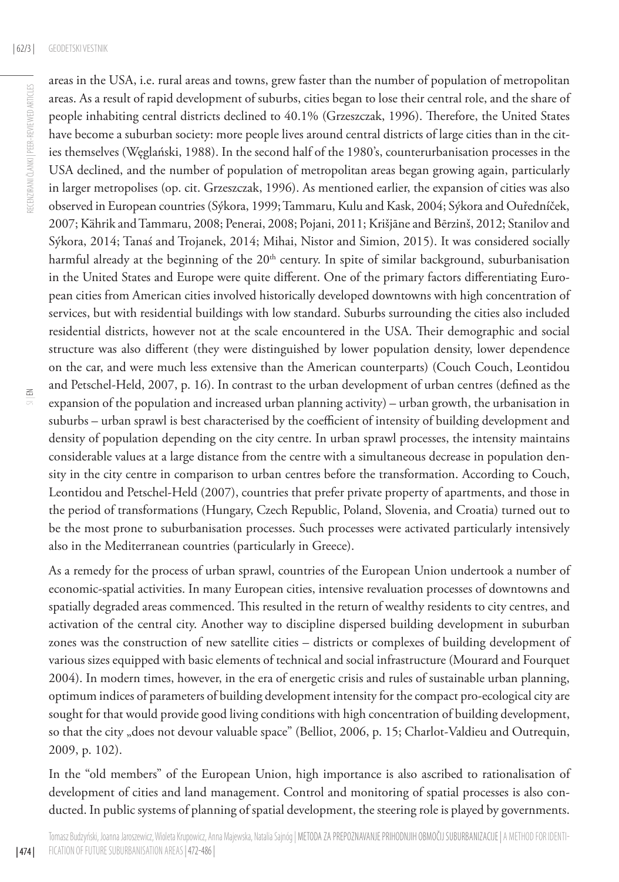areas in the USA, i.e. rural areas and towns, grew faster than the number of population of metropolitan areas. As a result of rapid development of suburbs, cities began to lose their central role, and the share of people inhabiting central districts declined to 40.1% (Grzeszczak, 1996). Therefore, the United States have become a suburban society: more people lives around central districts of large cities than in the cities themselves (Węglański, 1988). In the second half of the 1980's, counterurbanisation processes in the USA declined, and the number of population of metropolitan areas began growing again, particularly in larger metropolises (op. cit. Grzeszczak, 1996). As mentioned earlier, the expansion of cities was also observed in European countries (Sýkora, 1999; Tammaru, Kulu and Kask, 2004; Sýkora and Ouředníček, 2007; Kährik and Tammaru, 2008; Penerai, 2008; Pojani, 2011; Krišjāne and Bērzinš, 2012; Stanilov and Sýkora, 2014; Tanaś and Trojanek, 2014; Mihai, Nistor and Simion, 2015). It was considered socially harmful already at the beginning of the 20th century. In spite of similar background, suburbanisation in the United States and Europe were quite different. One of the primary factors differentiating European cities from American cities involved historically developed downtowns with high concentration of services, but with residential buildings with low standard. Suburbs surrounding the cities also included residential districts, however not at the scale encountered in the USA. Their demographic and social structure was also different (they were distinguished by lower population density, lower dependence on the car, and were much less extensive than the American counterparts) (Couch Couch, Leontidou and Petschel-Held, 2007, p. 16). In contrast to the urban development of urban centres (defined as the expansion of the population and increased urban planning activity) – urban growth, the urbanisation in suburbs – urban sprawl is best characterised by the coefficient of intensity of building development and density of population depending on the city centre. In urban sprawl processes, the intensity maintains considerable values at a large distance from the centre with a simultaneous decrease in population density in the city centre in comparison to urban centres before the transformation. According to Couch, Leontidou and Petschel-Held (2007), countries that prefer private property of apartments, and those in the period of transformations (Hungary, Czech Republic, Poland, Slovenia, and Croatia) turned out to be the most prone to suburbanisation processes. Such processes were activated particularly intensively also in the Mediterranean countries (particularly in Greece).

As a remedy for the process of urban sprawl, countries of the European Union undertook a number of economic-spatial activities. In many European cities, intensive revaluation processes of downtowns and spatially degraded areas commenced. This resulted in the return of wealthy residents to city centres, and activation of the central city. Another way to discipline dispersed building development in suburban zones was the construction of new satellite cities – districts or complexes of building development of various sizes equipped with basic elements of technical and social infrastructure (Mourard and Fourquet 2004). In modern times, however, in the era of energetic crisis and rules of sustainable urban planning, optimum indices of parameters of building development intensity for the compact pro-ecological city are sought for that would provide good living conditions with high concentration of building development, so that the city „does not devour valuable space" (Belliot, 2006, p. 15; Charlot-Valdieu and Outrequin, 2009, p. 102).

In the "old members" of the European Union, high importance is also ascribed to rationalisation of development of cities and land management. Control and monitoring of spatial processes is also conducted. In public systems of planning of spatial development, the steering role is played by governments.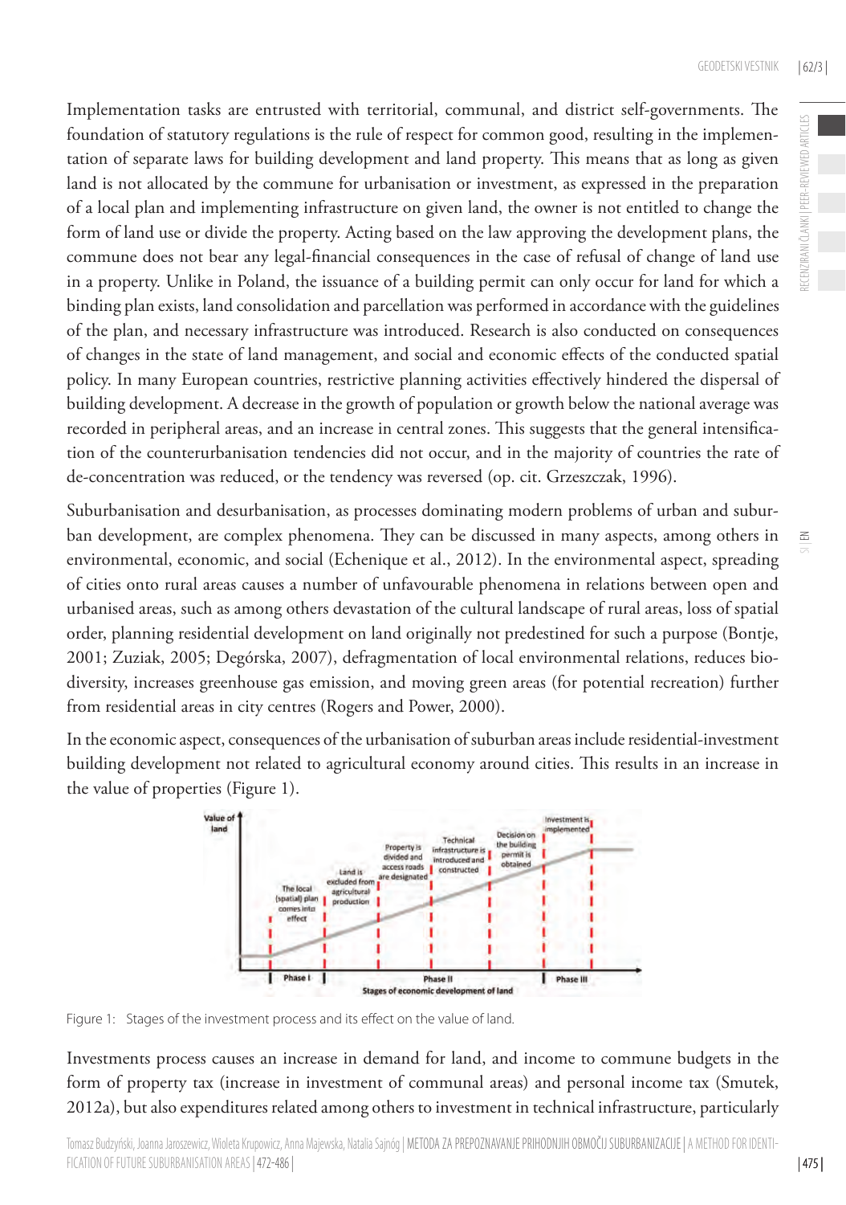Implementation tasks are entrusted with territorial, communal, and district self-governments. The foundation of statutory regulations is the rule of respect for common good, resulting in the implementation of separate laws for building development and land property. This means that as long as given land is not allocated by the commune for urbanisation or investment, as expressed in the preparation of a local plan and implementing infrastructure on given land, the owner is not entitled to change the form of land use or divide the property. Acting based on the law approving the development plans, the commune does not bear any legal-financial consequences in the case of refusal of change of land use in a property. Unlike in Poland, the issuance of a building permit can only occur for land for which a binding plan exists, land consolidation and parcellation was performed in accordance with the guidelines of the plan, and necessary infrastructure was introduced. Research is also conducted on consequences of changes in the state of land management, and social and economic effects of the conducted spatial policy. In many European countries, restrictive planning activities effectively hindered the dispersal of building development. A decrease in the growth of population or growth below the national average was recorded in peripheral areas, and an increase in central zones. This suggests that the general intensification of the counterurbanisation tendencies did not occur, and in the majority of countries the rate of de-concentration was reduced, or the tendency was reversed (op. cit. Grzeszczak, 1996).

Suburbanisation and desurbanisation, as processes dominating modern problems of urban and suburban development, are complex phenomena. They can be discussed in many aspects, among others in environmental, economic, and social (Echenique et al., 2012). In the environmental aspect, spreading of cities onto rural areas causes a number of unfavourable phenomena in relations between open and urbanised areas, such as among others devastation of the cultural landscape of rural areas, loss of spatial order, planning residential development on land originally not predestined for such a purpose (Bontje, 2001; Zuziak, 2005; Degórska, 2007), defragmentation of local environmental relations, reduces biodiversity, increases greenhouse gas emission, and moving green areas (for potential recreation) further from residential areas in city centres (Rogers and Power, 2000).

In the economic aspect, consequences of the urbanisation of suburban areas include residential-investment building development not related to agricultural economy around cities. This results in an increase in the value of properties (Figure 1).

Figure 1: Stages of the investment process and its effect on the value of land.

Investments process causes an increase in demand for land, and income to commune budgets in the form of property tax (increase in investment of communal areas) and personal income tax (Smutek, 2012a), but also expenditures related among others to investment in technical infrastructure, particularly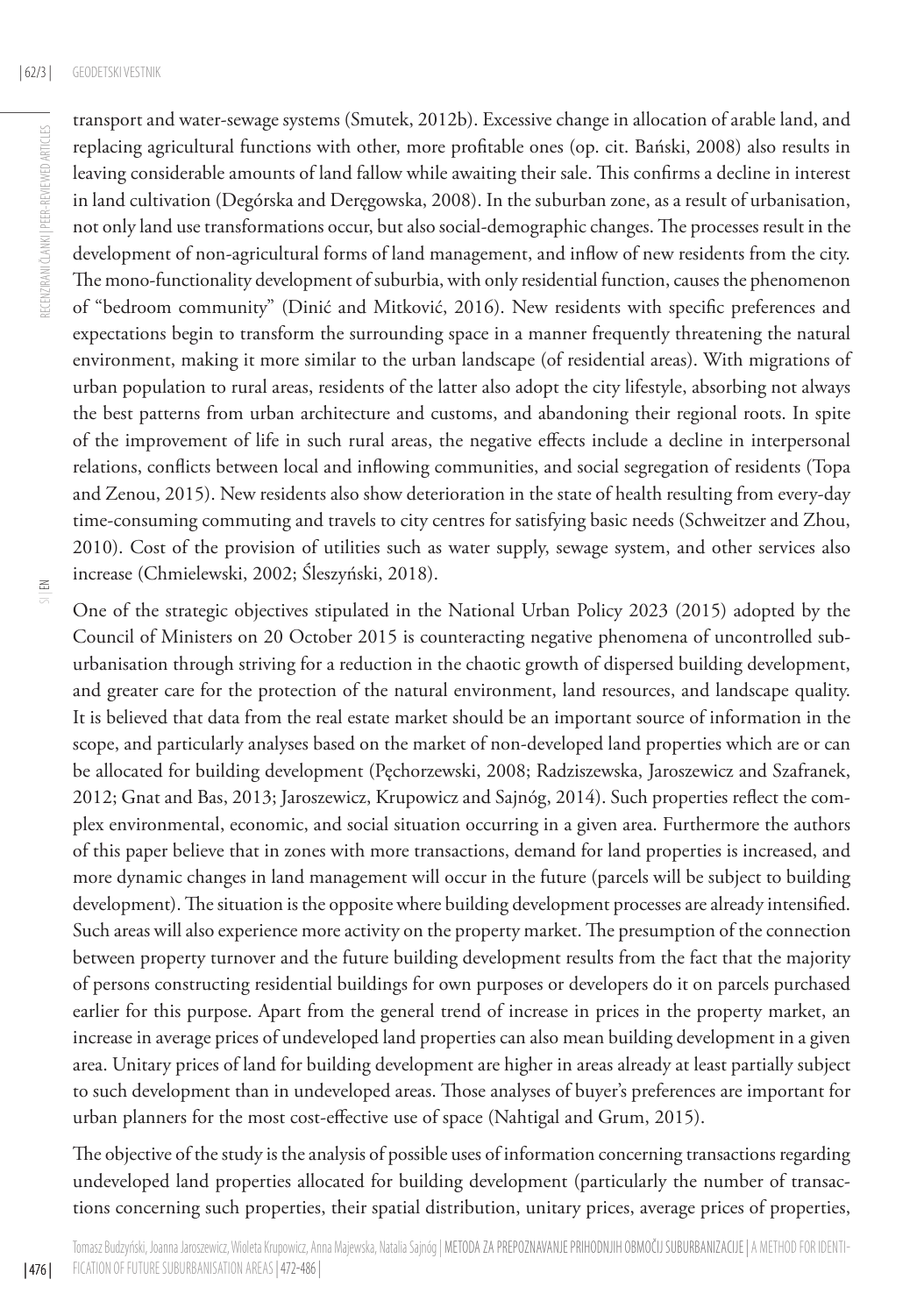transport and water-sewage systems (Smutek, 2012b). Excessive change in allocation of arable land, and replacing agricultural functions with other, more profitable ones (op. cit. Bański, 2008) also results in leaving considerable amounts of land fallow while awaiting their sale. This confirms a decline in interest in land cultivation (Degórska and Deręgowska, 2008). In the suburban zone, as a result of urbanisation, not only land use transformations occur, but also social-demographic changes. The processes result in the development of non-agricultural forms of land management, and inflow of new residents from the city. The mono-functionality development of suburbia, with only residential function, causes the phenomenon of "bedroom community" (Dinić and Mitković, 2016). New residents with specific preferences and expectations begin to transform the surrounding space in a manner frequently threatening the natural environment, making it more similar to the urban landscape (of residential areas). With migrations of urban population to rural areas, residents of the latter also adopt the city lifestyle, absorbing not always the best patterns from urban architecture and customs, and abandoning their regional roots. In spite of the improvement of life in such rural areas, the negative effects include a decline in interpersonal relations, conflicts between local and inflowing communities, and social segregation of residents (Topa and Zenou, 2015). New residents also show deterioration in the state of health resulting from every-day time-consuming commuting and travels to city centres for satisfying basic needs (Schweitzer and Zhou, 2010). Cost of the provision of utilities such as water supply, sewage system, and other services also increase (Chmielewski, 2002; Śleszyński, 2018).

One of the strategic objectives stipulated in the National Urban Policy 2023 (2015) adopted by the Council of Ministers on 20 October 2015 is counteracting negative phenomena of uncontrolled suburbanisation through striving for a reduction in the chaotic growth of dispersed building development, and greater care for the protection of the natural environment, land resources, and landscape quality. It is believed that data from the real estate market should be an important source of information in the scope, and particularly analyses based on the market of non-developed land properties which are or can be allocated for building development (Pęchorzewski, 2008; Radziszewska, Jaroszewicz and Szafranek, 2012; Gnat and Bas, 2013; Jaroszewicz, Krupowicz and Sajnóg, 2014). Such properties reflect the complex environmental, economic, and social situation occurring in a given area. Furthermore the authors of this paper believe that in zones with more transactions, demand for land properties is increased, and more dynamic changes in land management will occur in the future (parcels will be subject to building development). The situation is the opposite where building development processes are already intensified. Such areas will also experience more activity on the property market. The presumption of the connection between property turnover and the future building development results from the fact that the majority of persons constructing residential buildings for own purposes or developers do it on parcels purchased earlier for this purpose. Apart from the general trend of increase in prices in the property market, an increase in average prices of undeveloped land properties can also mean building development in a given area. Unitary prices of land for building development are higher in areas already at least partially subject to such development than in undeveloped areas. Those analyses of buyer's preferences are important for urban planners for the most cost-effective use of space (Nahtigal and Grum, 2015).

The objective of the study is the analysis of possible uses of information concerning transactions regarding undeveloped land properties allocated for building development (particularly the number of transactions concerning such properties, their spatial distribution, unitary prices, average prices of properties,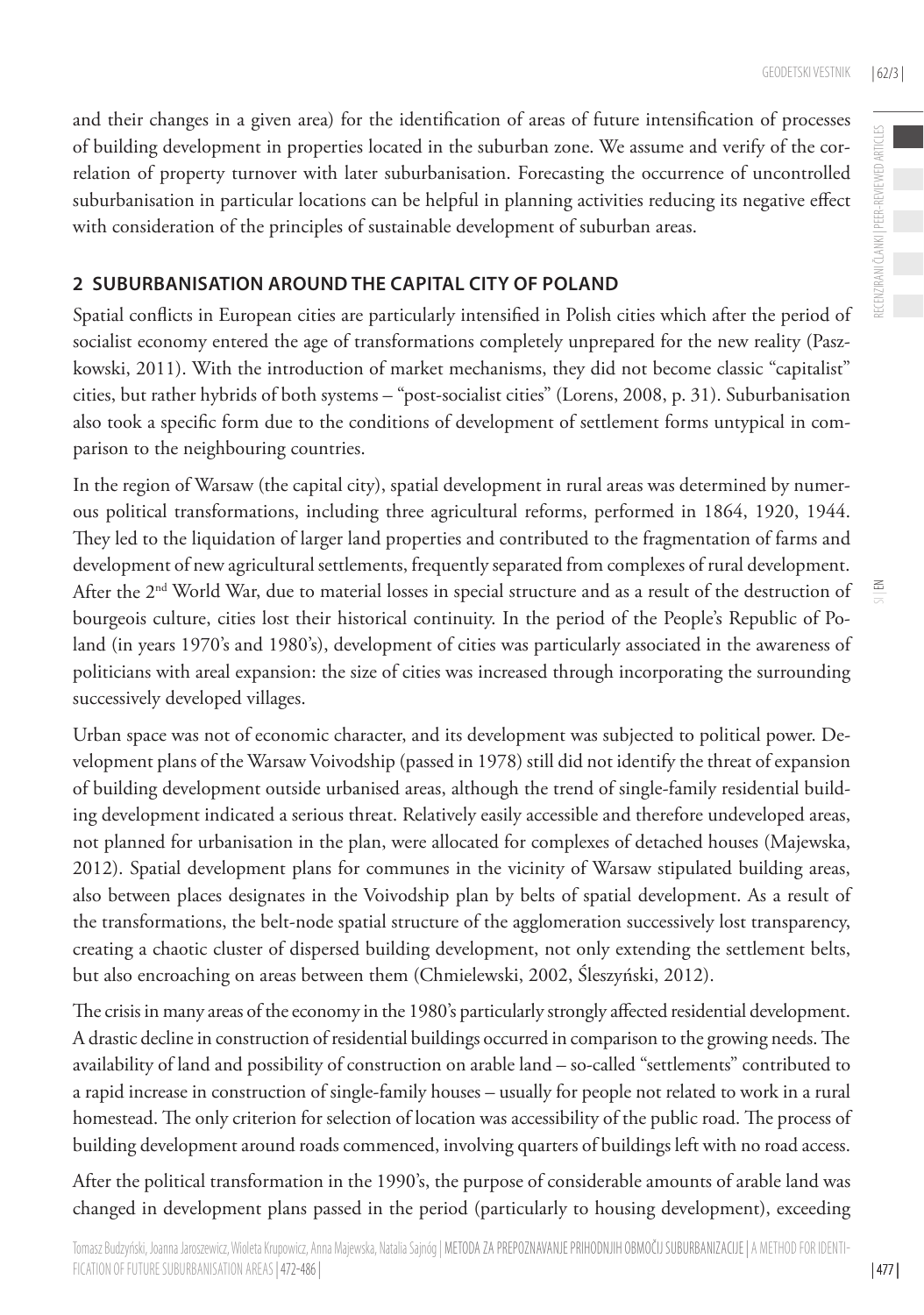and their changes in a given area) for the identification of areas of future intensification of processes of building development in properties located in the suburban zone. We assume and verify of the correlation of property turnover with later suburbanisation. Forecasting the occurrence of uncontrolled suburbanisation in particular locations can be helpful in planning activities reducing its negative effect with consideration of the principles of sustainable development of suburban areas.

## 2 SUBURBANISATION AROUND THE CAPITAL CITY OF POLAND

Spatial conflicts in European cities are particularly intensified in Polish cities which after the period of socialist economy entered the age of transformations completely unprepared for the new reality (Paszkowski, 2011). With the introduction of market mechanisms, they did not become classic "capitalist" cities, but rather hybrids of both systems – "post-socialist cities" (Lorens, 2008, p. 31). Suburbanisation also took a specific form due to the conditions of development of settlement forms untypical in comparison to the neighbouring countries.

In the region of Warsaw (the capital city), spatial development in rural areas was determined by numerous political transformations, including three agricultural reforms, performed in 1864, 1920, 1944. They led to the liquidation of larger land properties and contributed to the fragmentation of farms and development of new agricultural settlements, frequently separated from complexes of rural development. After the 2nd World War, due to material losses in special structure and as a result of the destruction of bourgeois culture, cities lost their historical continuity. In the period of the People's Republic of Poland (in years 1970's and 1980's), development of cities was particularly associated in the awareness of politicians with areal expansion: the size of cities was increased through incorporating the surrounding successively developed villages.

Urban space was not of economic character, and its development was subjected to political power. Development plans of the Warsaw Voivodship (passed in 1978) still did not identify the threat of expansion of building development outside urbanised areas, although the trend of single-family residential building development indicated a serious threat. Relatively easily accessible and therefore undeveloped areas, not planned for urbanisation in the plan, were allocated for complexes of detached houses (Majewska, 2012). Spatial development plans for communes in the vicinity of Warsaw stipulated building areas, also between places designates in the Voivodship plan by belts of spatial development. As a result of the transformations, the belt-node spatial structure of the agglomeration successively lost transparency, creating a chaotic cluster of dispersed building development, not only extending the settlement belts, but also encroaching on areas between them (Chmielewski, 2002, Śleszyński, 2012).

The crisis in many areas of the economy in the 1980's particularly strongly affected residential development. A drastic decline in construction of residential buildings occurred in comparison to the growing needs. The availability of land and possibility of construction on arable land – so-called "settlements" contributed to a rapid increase in construction of single-family houses – usually for people not related to work in a rural homestead. The only criterion for selection of location was accessibility of the public road. The process of building development around roads commenced, involving quarters of buildings left with no road access.

After the political transformation in the 1990's, the purpose of considerable amounts of arable land was changed in development plans passed in the period (particularly to housing development), exceeding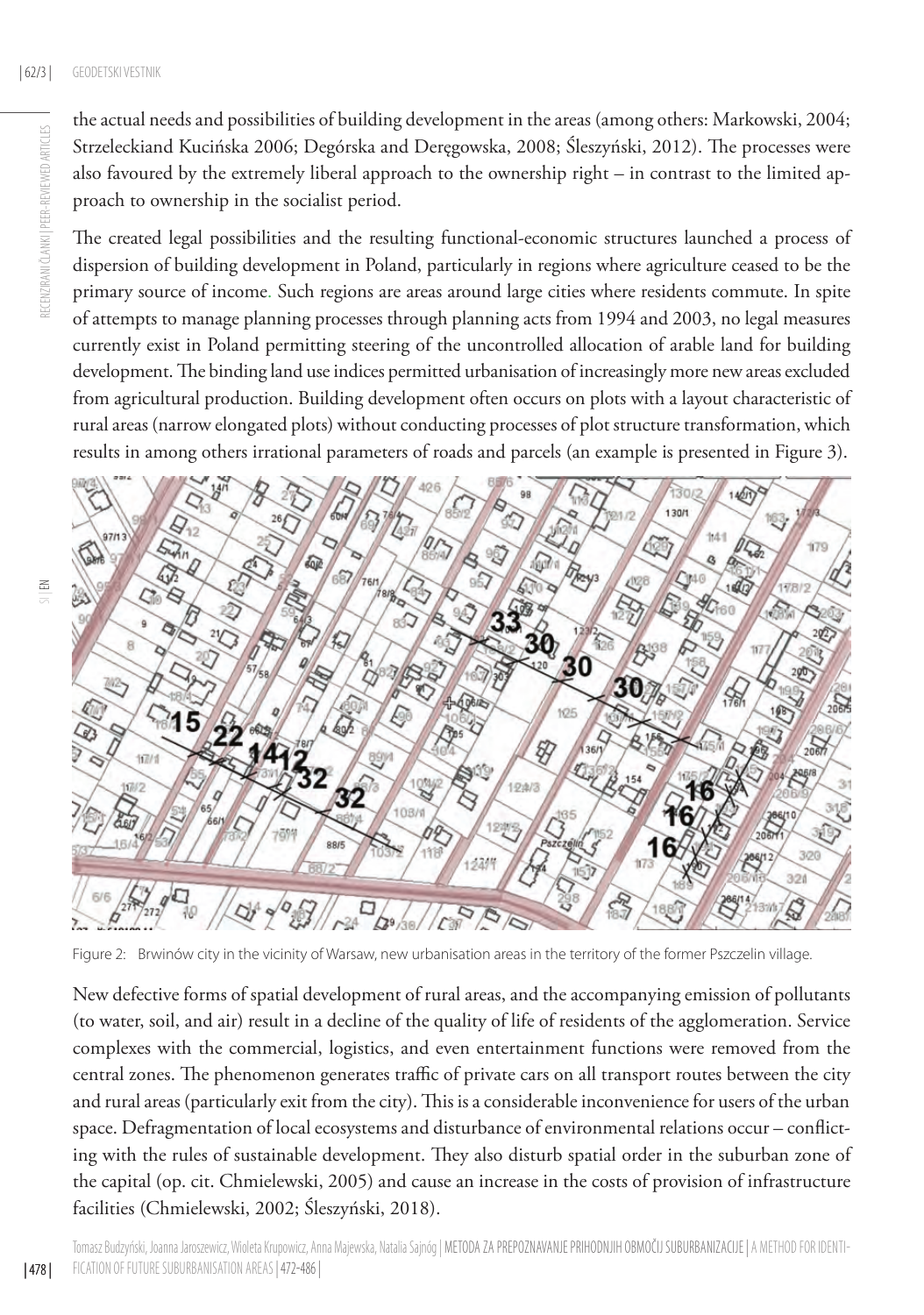the actual needs and possibilities of building development in the areas (among others: Markowski, 2004; Strzeleckiand Kucińska 2006; Degórska and Deręgowska, 2008; Śleszyński, 2012). The processes were also favoured by the extremely liberal approach to the ownership right – in contrast to the limited approach to ownership in the socialist period.

The created legal possibilities and the resulting functional-economic structures launched a process of dispersion of building development in Poland, particularly in regions where agriculture ceased to be the primary source of income. Such regions are areas around large cities where residents commute. In spite of attempts to manage planning processes through planning acts from 1994 and 2003, no legal measures currently exist in Poland permitting steering of the uncontrolled allocation of arable land for building development. The binding land use indices permitted urbanisation of increasingly more new areas excluded from agricultural production. Building development often occurs on plots with a layout characteristic of rural areas (narrow elongated plots) without conducting processes of plot structure transformation, which results in among others irrational parameters of roads and parcels (an example is presented in Figure 3).

Figure 2: Brwinów city in the vicinity of Warsaw, new urbanisation areas in the territory of the former Pszczelin village.

New defective forms of spatial development of rural areas, and the accompanying emission of pollutants (to water, soil, and air) result in a decline of the quality of life of residents of the agglomeration. Service complexes with the commercial, logistics, and even entertainment functions were removed from the central zones. The phenomenon generates traffic of private cars on all transport routes between the city and rural areas (particularly exit from the city). This is a considerable inconvenience for users of the urban space. Defragmentation of local ecosystems and disturbance of environmental relations occur – conflicting with the rules of sustainable development. They also disturb spatial order in the suburban zone of the capital (op. cit. Chmielewski, 2005) and cause an increase in the costs of provision of infrastructure facilities (Chmielewski, 2002; Śleszyński, 2018).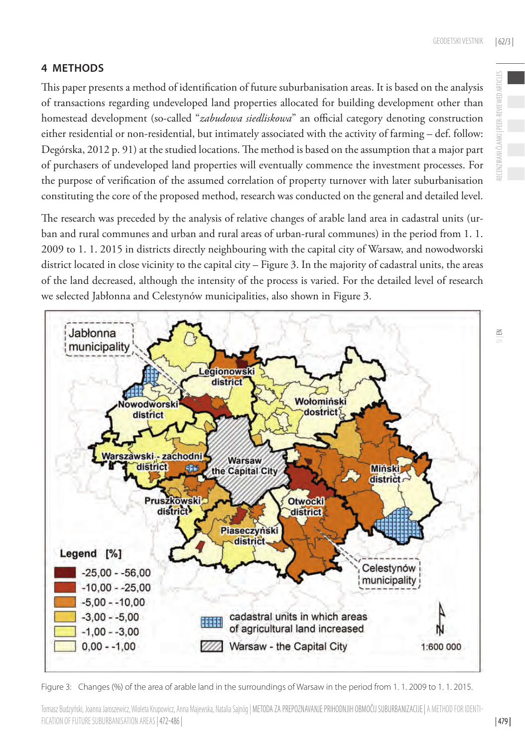## 4 METHODS

This paper presents a method of identification of future suburbanisation areas. It is based on the analysis of transactions regarding undeveloped land properties allocated for building development other than homestead development (so-called "*zabudowa siedliskowa*" an official category denoting construction either residential or non-residential, but intimately associated with the activity of farming – def. follow: Degórska, 2012 p. 91) at the studied locations. The method is based on the assumption that a major part of purchasers of undeveloped land properties will eventually commence the investment processes. For the purpose of verification of the assumed correlation of property turnover with later suburbanisation constituting the core of the proposed method, research was conducted on the general and detailed level.

The research was preceded by the analysis of relative changes of arable land area in cadastral units (urban and rural communes and urban and rural areas of urban-rural communes) in the period from 1. 1. 2009 to 1. 1. 2015 in districts directly neighbouring with the capital city of Warsaw, and nowodworski district located in close vicinity to the capital city – Figure 3. In the majority of cadastral units, the areas of the land decreased, although the intensity of the process is varied. For the detailed level of research we selected Jabłonna and Celestynów municipalities, also shown in Figure 3.

Figure 3: Changes (%) of the area of arable land in the surroundings of Warsaw in the period from 1. 1. 2009 to 1. 1. 2015.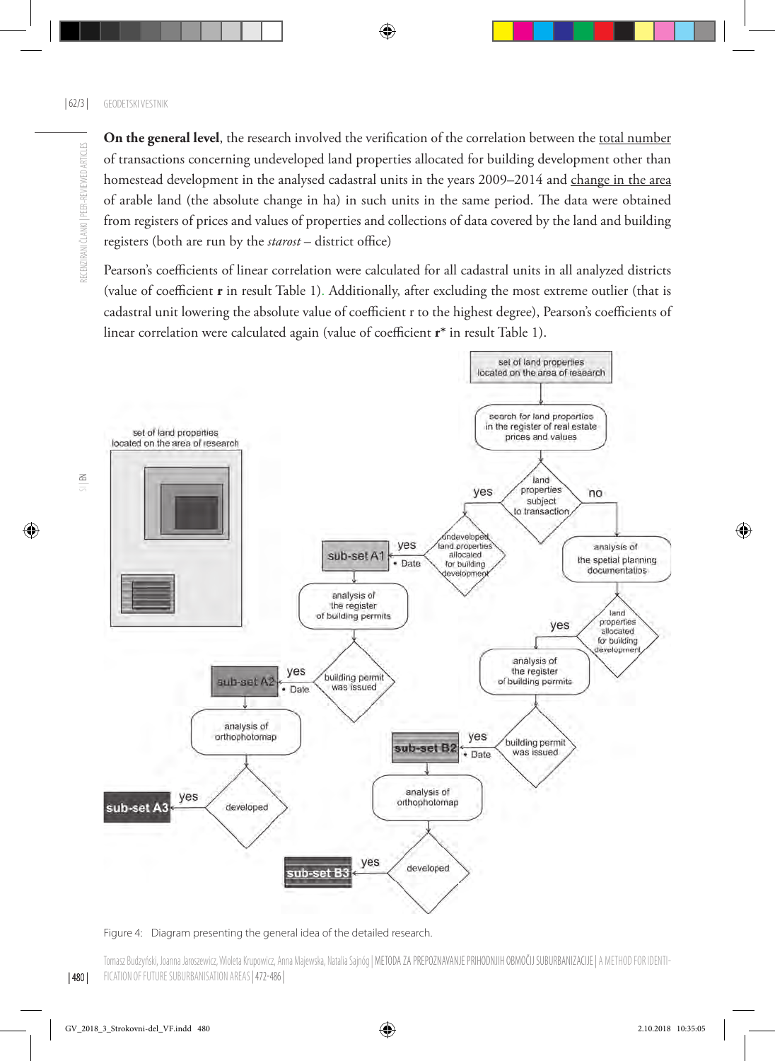**On the general level**, the research involved the verification of the correlation between the total number of transactions concerning undeveloped land properties allocated for building development other than homestead development in the analysed cadastral units in the years 2009–2014 and change in the area of arable land (the absolute change in ha) in such units in the same period. The data were obtained from registers of prices and values of properties and collections of data covered by the land and building registers (both are run by the *starost* – district office)

Pearson's coefficients of linear correlation were calculated for all cadastral units in all analyzed districts (value of coefficient **r** in result Table 1). Additionally, after excluding the most extreme outlier (that is cadastral unit lowering the absolute value of coefficient r to the highest degree), Pearson's coefficients of linear correlation were calculated again (value of coefficient **r**\* in result Table 1).

Figure 4: Diagram presenting the general idea of the detailed research.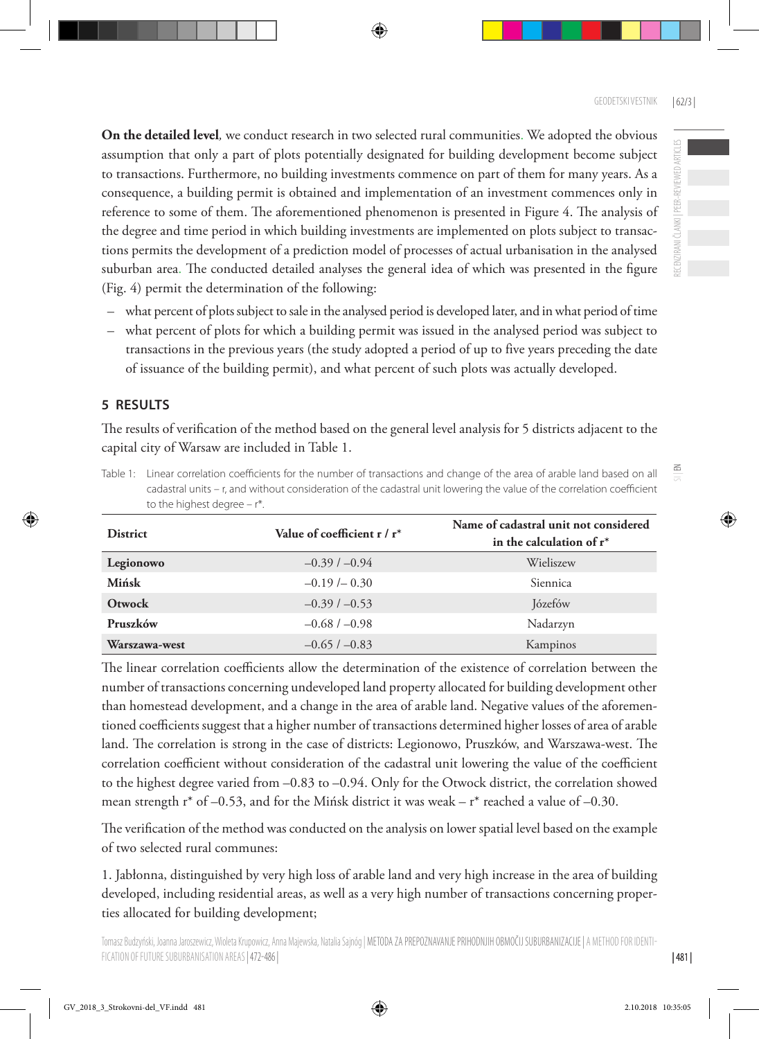**On the detailed level**, we conduct research in two selected rural communities. We adopted the obvious assumption that only a part of plots potentially designated for building development become subject to transactions. Furthermore, no building investments commence on part of them for many years. As a consequence, a building permit is obtained and implementation of an investment commences only in reference to some of them. The aforementioned phenomenon is presented in Figure 4. The analysis of the degree and time period in which building investments are implemented on plots subject to transactions permits the development of a prediction model of processes of actual urbanisation in the analysed suburban area. The conducted detailed analyses the general idea of which was presented in the figure (Fig. 4) permit the determination of the following:

– what percent of plots subject to sale in the analysed period is developed later, and in what period of time
– what percent of plots for which a building permit was issued in the analysed period was subject to transactions in the previous years (the study adopted a period of up to five years preceding the date of issuance of the building permit), and what percent of such plots was actually developed.

## 5 RESULTS

The results of verification of the method based on the general level analysis for 5 districts adjacent to the capital city of Warsaw are included in Table 1.

Table 1: Linear correlation coefficients for the number of transactions and change of the area of arable land based on all cadastral units – r, and without consideration of the cadastral unit lowering the value of the correlation coefficient to the highest degree – r*.

| District | Value of coefficient r / r* | Name of cadastral unit not considered in the calculation of r* |
|---|---|---|
| **Legionowo** | –0.39 / –0.94 | Wieliszew |
| **Mińsk** | –0.19 /– 0.30 | Siennica |
| **Otwock** | –0.39 / –0.53 | Józefów |
| **Pruszków** | –0.68 / –0.98 | Nadarzyn |
| **Warszawa-west** | –0.65 / –0.83 | Kampinos |

The linear correlation coefficients allow the determination of the existence of correlation between the number of transactions concerning undeveloped land property allocated for building development other than homestead development, and a change in the area of arable land. Negative values of the aforementioned coefficients suggest that a higher number of transactions determined higher losses of area of arable land. The correlation is strong in the case of districts: Legionowo, Pruszków, and Warszawa-west. The correlation coefficient without consideration of the cadastral unit lowering the value of the coefficient to the highest degree varied from –0.83 to –0.94. Only for the Otwock district, the correlation showed mean strength r* of –0.53, and for the Mińsk district it was weak – r* reached a value of –0.30.

The verification of the method was conducted on the analysis on lower spatial level based on the example of two selected rural communes:

1. Jabłonna, distinguished by very high loss of arable land and very high increase in the area of building developed, including residential areas, as well as a very high number of transactions concerning properties allocated for building development;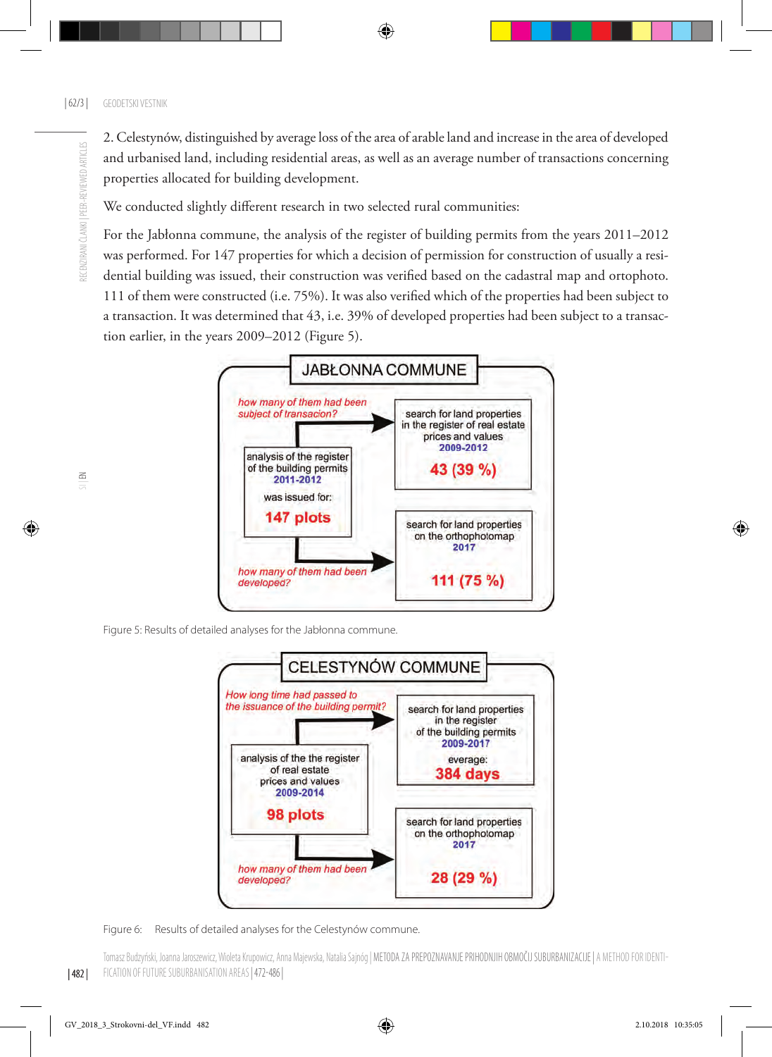2. Celestynów, distinguished by average loss of the area of arable land and increase in the area of developed and urbanised land, including residential areas, as well as an average number of transactions concerning properties allocated for building development.

We conducted slightly different research in two selected rural communities:

For the Jabłonna commune, the analysis of the register of building permits from the years 2011–2012 was performed. For 147 properties for which a decision of permission for construction of usually a residential building was issued, their construction was verified based on the cadastral map and ortophoto. 111 of them were constructed (i.e. 75%). It was also verified which of the properties had been subject to a transaction. It was determined that 43, i.e. 39% of developed properties had been subject to a transaction earlier, in the years 2009–2012 (Figure 5).

JABŁONNA COMMUNE

analysis of the register of the building permits 2011-2012 was issued for: 147 plots

how many of them had been subject of transacion? → search for land properties in the register of real estate prices and values 2009-2012: 43 (39 %)

how many of them had been developed? → search for land properties on the orthophotomap 2017: 111 (75 %)

Figure 5: Results of detailed analyses for the Jabłonna commune.

CELESTYNÓW COMMUNE

analysis of the the register of real estate prices and values 2009-2014: 98 plots

How long time had passed to the issuance of the building permit? → search for land properties in the register of the building permits 2009-2017: average: 384 days

how many of them had been developed? → search for land properties on the orthophotomap 2017: 28 (29 %)

Figure 6: Results of detailed analyses for the Celestynów commune.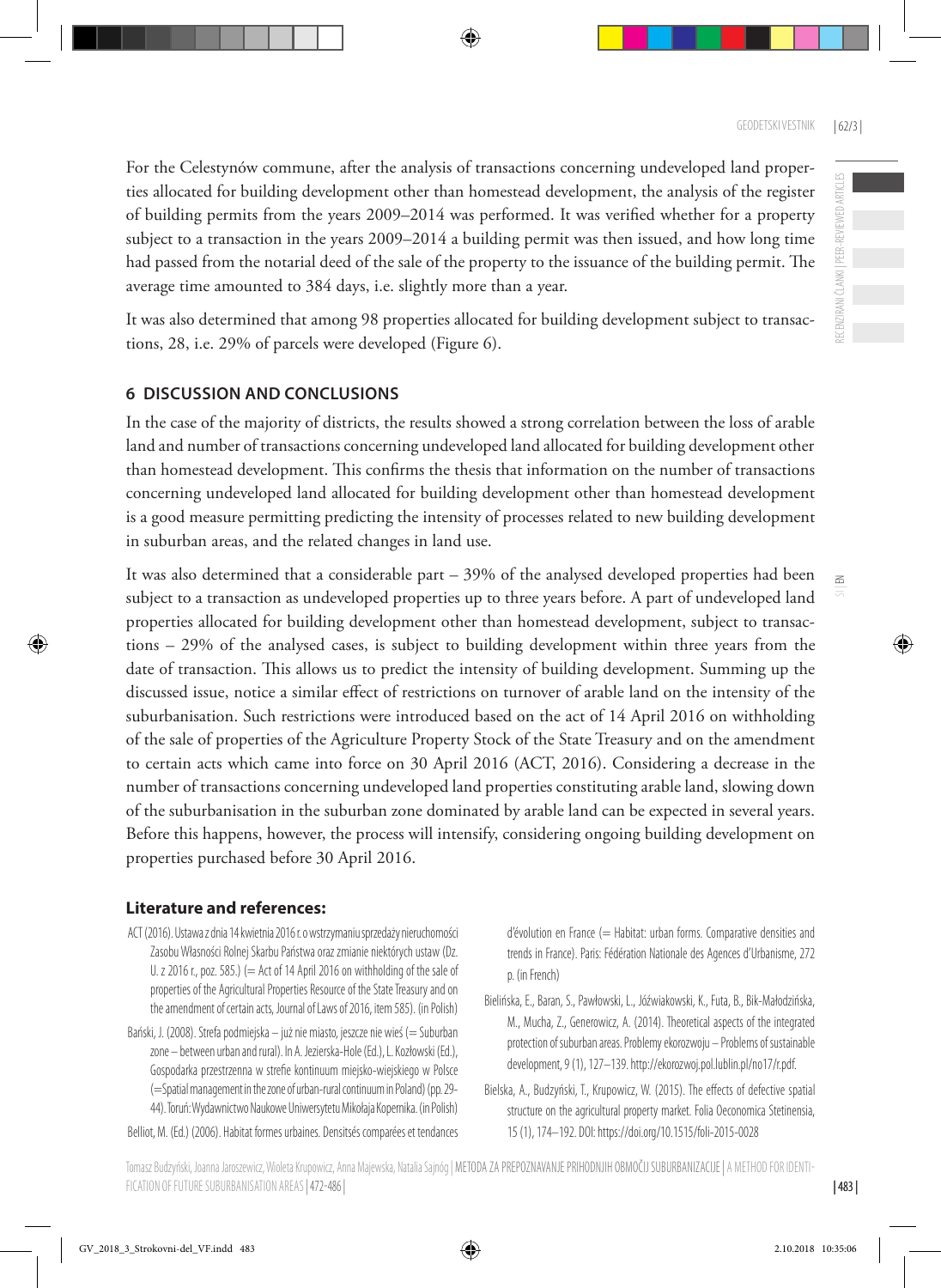For the Celestynów commune, after the analysis of transactions concerning undeveloped land properties allocated for building development other than homestead development, the analysis of the register of building permits from the years 2009–2014 was performed. It was verified whether for a property subject to a transaction in the years 2009–2014 a building permit was then issued, and how long time had passed from the notarial deed of the sale of the property to the issuance of the building permit. The average time amounted to 384 days, i.e. slightly more than a year.

It was also determined that among 98 properties allocated for building development subject to transactions, 28, i.e. 29% of parcels were developed (Figure 6).

## 6 DISCUSSION AND CONCLUSIONS

In the case of the majority of districts, the results showed a strong correlation between the loss of arable land and number of transactions concerning undeveloped land allocated for building development other than homestead development. This confirms the thesis that information on the number of transactions concerning undeveloped land allocated for building development other than homestead development is a good measure permitting predicting the intensity of processes related to new building development in suburban areas, and the related changes in land use.

It was also determined that a considerable part – 39% of the analysed developed properties had been subject to a transaction as undeveloped properties up to three years before. A part of undeveloped land properties allocated for building development other than homestead development, subject to transactions – 29% of the analysed cases, is subject to building development within three years from the date of transaction. This allows us to predict the intensity of building development. Summing up the discussed issue, notice a similar effect of restrictions on turnover of arable land on the intensity of the suburbanisation. Such restrictions were introduced based on the act of 14 April 2016 on withholding of the sale of properties of the Agriculture Property Stock of the State Treasury and on the amendment to certain acts which came into force on 30 April 2016 (ACT, 2016). Considering a decrease in the number of transactions concerning undeveloped land properties constituting arable land, slowing down of the suburbanisation in the suburban zone dominated by arable land can be expected in several years. Before this happens, however, the process will intensify, considering ongoing building development on properties purchased before 30 April 2016.

### Literature and references:

ACT (2016). Ustawa z dnia 14 kwietnia 2016 r. o wstrzymaniu sprzedaży nieruchomości Zasobu Własności Rolnej Skarbu Państwa oraz zmianie niektórych ustaw (Dz. U. z 2016 r., poz. 585.) (= Act of 14 April 2016 on withholding of the sale of properties of the Agricultural Properties Resource of the State Treasury and on the amendment of certain acts, Journal of Laws of 2016, item 585). (in Polish)

Bański, J. (2008). Strefa podmiejska – już nie miasto, jeszcze nie wieś (= Suburban zone – between urban and rural). In A. Jezierska-Hole (Ed.), L. Kozłowski (Ed.), Gospodarka przestrzenna w strefie kontinuum miejsko-wiejskiego w Polsce (=Spatial management in the zone of urban-rural continuum in Poland) (pp. 29-44). Toruń: Wydawnictwo Naukowe Uniwersytetu Mikołaja Kopernika. (in Polish)

Belliot, M. (Ed.) (2006). Habitat formes urbaines. Densitsés comparées et tendances d'évolution en France (= Habitat: urban forms. Comparative densities and trends in France). Paris: Fédération Nationale des Agences d'Urbanisme, 272 p. (in French)

Bielińska, E., Baran, S., Pawłowski, L., Jóźwiakowski, K., Futa, B., Bik-Małodzińska, M., Mucha, Z., Generowicz, A. (2014). Theoretical aspects of the integrated protection of suburban areas. Problemy ekorozwoju – Problems of sustainable development, 9 (1), 127–139. http://ekorozwoj.pol.lublin.pl/no17/r.pdf.

Bielska, A., Budzyński, T., Krupowicz, W. (2015). The effects of defective spatial structure on the agricultural property market. Folia Oeconomica Stetinensia, 15 (1), 174–192. DOI: https://doi.org/10.1515/foli-2015-0028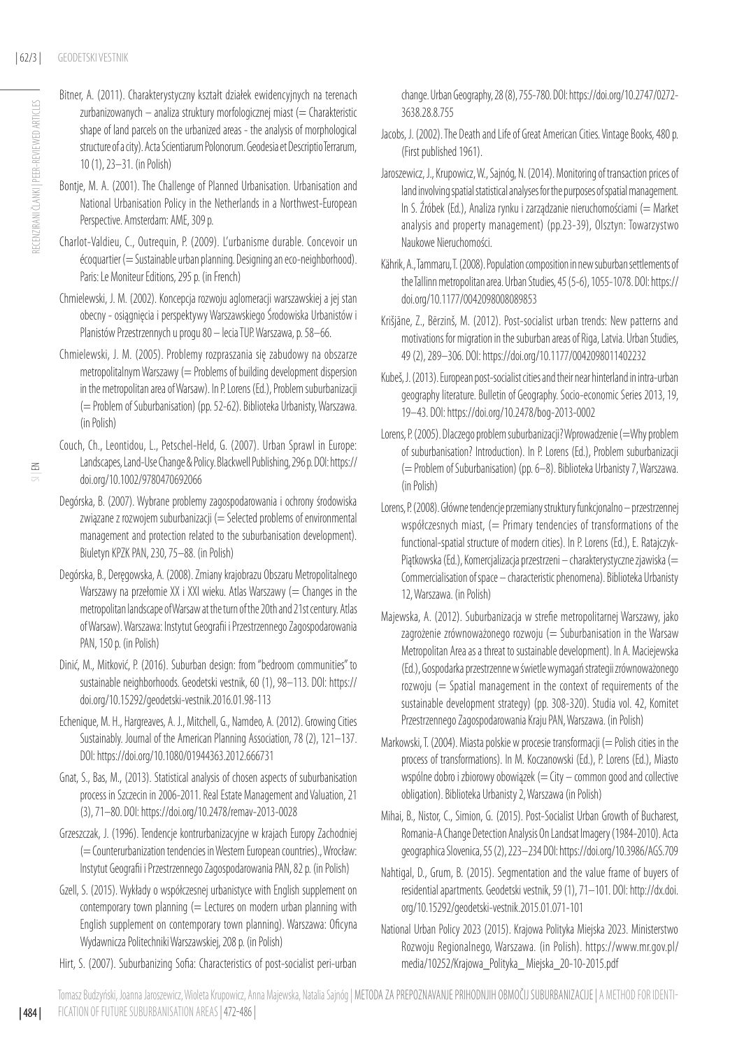Bitner, A. (2011). Charakterystyczny kształt działek ewidencyjnych na terenach zurbanizowanych – analiza struktury morfologicznej miast (= Charakteristic shape of land parcels on the urbanized areas - the analysis of morphological structure of a city). Acta Scientiarum Polonorum. Geodesia et Descriptio Terrarum, 10 (1), 23–31. (in Polish)

Bontje, M. A. (2001). The Challenge of Planned Urbanisation. Urbanisation and National Urbanisation Policy in the Netherlands in a Northwest-European Perspective. Amsterdam: AME, 309 p.

Charlot-Valdieu, C., Outrequin, P. (2009). L'urbanisme durable. Concevoir un écoquartier (= Sustainable urban planning. Designing an eco-neighborhood). Paris: Le Moniteur Editions, 295 p. (in French)

Chmielewski, J. M. (2002). Koncepcja rozwoju aglomeracji warszawskiej a jej stan obecny - osiągnięcia i perspektywy Warszawskiego Środowiska Urbanistów i Planistów Przestrzennych u progu 80 – lecia TUP. Warszawa, p. 58–66.

Chmielewski, J. M. (2005). Problemy rozpraszania się zabudowy na obszarze metropolitalnym Warszawy (= Problems of building development dispersion in the metropolitan area of Warsaw). In P. Lorens (Ed.), Problem suburbanizacji (= Problem of Suburbanisation) (pp. 52-62). Biblioteka Urbanisty, Warszawa. (in Polish)

Couch, Ch., Leontidou, L., Petschel-Held, G. (2007). Urban Sprawl in Europe: Landscapes, Land-Use Change & Policy. Blackwell Publishing, 296 p. DOI: https://doi.org/10.1002/9780470692066

Degórska, B. (2007). Wybrane problemy zagospodarowania i ochrony środowiska związane z rozwojem suburbanizacji (= Selected problems of environmental management and protection related to the suburbanisation development). Biuletyn KPZK PAN, 230, 75–88. (in Polish)

Degórska, B., Deręgowska, A. (2008). Zmiany krajobrazu Obszaru Metropolitalnego Warszawy na przełomie XX i XXI wieku. Atlas Warszawy (= Changes in the metropolitan landscape of Warsaw at the turn of the 20th and 21st century. Atlas of Warsaw). Warszawa: Instytut Geografii i Przestrzennego Zagospodarowania PAN, 150 p. (in Polish)

Dinić, M., Mitković, P. (2016). Suburban design: from "bedroom communities" to sustainable neighborhoods. Geodetski vestnik, 60 (1), 98–113. DOI: https://doi.org/10.15292/geodetski-vestnik.2016.01.98-113

Echenique, M. H., Hargreaves, A. J., Mitchell, G., Namdeo, A. (2012). Growing Cities Sustainably. Journal of the American Planning Association, 78 (2), 121–137. DOI: https://doi.org/10.1080/01944363.2012.666731

Gnat, S., Bas, M., (2013). Statistical analysis of chosen aspects of suburbanisation process in Szczecin in 2006-2011. Real Estate Management and Valuation, 21 (3), 71–80. DOI: https://doi.org/10.2478/remav-2013-0028

Grzeszczak, J. (1996). Tendencje kontrurbanizacyjne w krajach Europy Zachodniej (= Counterurbanization tendencies in Western European countries)., Wrocław: Instytut Geografii i Przestrzennego Zagospodarowania PAN, 82 p. (in Polish)

Gzell, S. (2015). Wykłady o współczesnej urbanistyce with English supplement on contemporary town planning (= Lectures on modern urban planning with English supplement on contemporary town planning). Warszawa: Oficyna Wydawnicza Politechniki Warszawskiej, 208 p. (in Polish)

Hirt, S. (2007). Suburbanizing Sofia: Characteristics of post-socialist peri-urban change. Urban Geography, 28 (8), 755-780. DOI: https://doi.org/10.2747/0272-3638.28.8.755

Jacobs, J. (2002). The Death and Life of Great American Cities. Vintage Books, 480 p. (First published 1961).

Jaroszewicz, J., Krupowicz, W., Sajnóg, N. (2014). Monitoring of transaction prices of land involving spatial statistical analyses for the purposes of spatial management. In S. Źróbek (Ed.), Analiza rynku i zarządzanie nieruchomościami (= Market analysis and property management) (pp.23-39), Olsztyn: Towarzystwo Naukowe Nieruchomości.

Kährik, A., Tammaru, T. (2008). Population composition in new suburban settlements of the Tallinn metropolitan area. Urban Studies, 45 (5-6), 1055-1078. DOI: https://doi.org/10.1177/0042098008089853

Krišjāne, Z., Bērziņš, M. (2012). Post-socialist urban trends: New patterns and motivations for migration in the suburban areas of Riga, Latvia. Urban Studies, 49 (2), 289–306. DOI: https://doi.org/10.1177/0042098011402232

Kubeš, J. (2013). European post-socialist cities and their near hinterland in intra-urban geography literature. Bulletin of Geography. Socio-economic Series 2013, 19, 19–43. DOI: https://doi.org/10.2478/bog-2013-0002

Lorens, P. (2005). Dlaczego problem suburbanizacji? Wprowadzenie (=Why problem of suburbanisation? Introduction). In P. Lorens (Ed.), Problem suburbanizacji (= Problem of Suburbanisation) (pp. 6–8). Biblioteka Urbanisty 7, Warszawa. (in Polish)

Lorens, P. (2008). Główne tendencje przemiany struktury funkcjonalno – przestrzennej współczesnych miast, (= Primary tendencies of transformations of the functional-spatial structure of modern cities). In P. Lorens (Ed.), E. Ratajczyk-Piątkowska (Ed.), Komercjalizacja przestrzeni – charakterystyczne zjawiska (= Commercialisation of space – characteristic phenomena). Biblioteka Urbanisty 12, Warszawa. (in Polish)

Majewska, A. (2012). Suburbanizacja w strefie metropolitarnej Warszawy, jako zagrożenie zrównoważonego rozwoju (= Suburbanisation in the Warsaw Metropolitan Area as a threat to sustainable development). In A. Maciejewska (Ed.), Gospodarka przestrzenne w świetle wymagań strategii zrównoważonego rozwoju (= Spatial management in the context of requirements of the sustainable development strategy) (pp. 308-320). Studia vol. 42, Komitet Przestrzennego Zagospodarowania Kraju PAN, Warszawa. (in Polish)

Markowski, T. (2004). Miasta polskie w procesie transformacji (= Polish cities in the process of transformations). In M. Koczanowski (Ed.), P. Lorens (Ed.), Miasto wspólne dobro i zbiorowy obowiązek (= City – common good and collective obligation). Biblioteka Urbanisty 2, Warszawa (in Polish)

Mihai, B., Nistor, C., Simion, G. (2015). Post-Socialist Urban Growth of Bucharest, Romania-A Change Detection Analysis On Landsat Imagery (1984-2010). Acta geographica Slovenica, 55 (2), 223–234 DOI: https://doi.org/10.3986/AGS.709

Nahtigal, D., Grum, B. (2015). Segmentation and the value frame of buyers of residential apartments. Geodetski vestnik, 59 (1), 71–101. DOI: http://dx.doi.org/10.15292/geodetski-vestnik.2015.01.071-101

National Urban Policy 2023 (2015). Krajowa Polityka Miejska 2023. Ministerstwo Rozwoju Regionalnego, Warszawa. (in Polish). https://www.mr.gov.pl/media/10252/Krajowa_Polityka_ Miejska_20-10-2015.pdf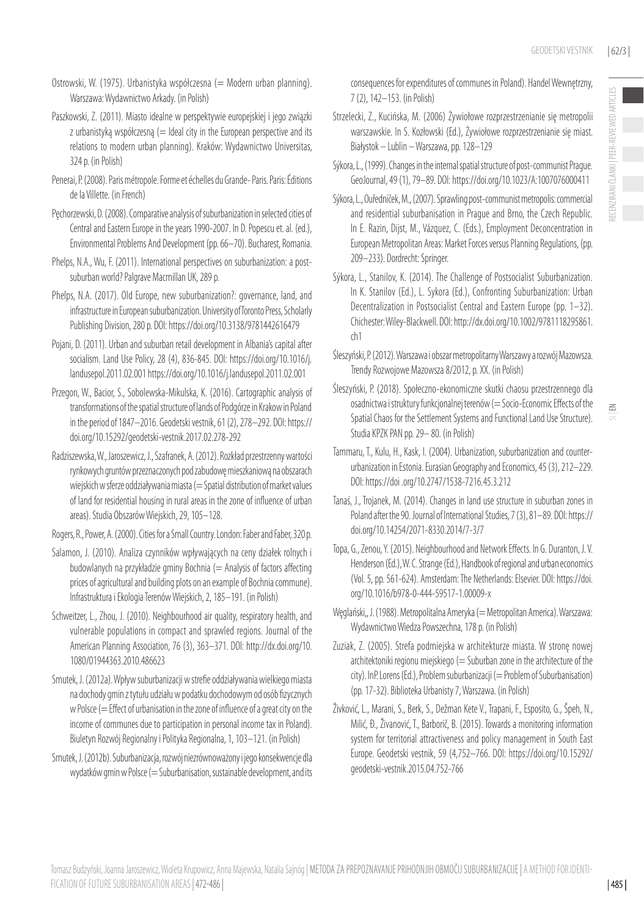Ostrowski, W. (1975). Urbanistyka współczesna (= Modern urban planning). Warszawa: Wydawnictwo Arkady. (in Polish)

Paszkowski, Z. (2011). Miasto idealne w perspektywie europejskiej i jego związki z urbanistyką współczesną (= Ideal city in the European perspective and its relations to modern urban planning). Kraków: Wydawnictwo Universitas, 324 p. (in Polish)

Penerai, P. (2008). Paris métropole. Forme et échelles du Grande- Paris. Paris: Éditions de la Villette. (in French)

Pęchorzewski, D. (2008). Comparative analysis of suburbanization in selected cities of Central and Eastern Europe in the years 1990-2007. In D. Popescu et. al. (ed.), Environmental Problems And Development (pp. 66–70). Bucharest, Romania.

Phelps, N.A., Wu, F. (2011). International perspectives on suburbanization: a post-suburban world? Palgrave Macmillan UK, 289 p.

Phelps, N.A. (2017). Old Europe, new suburbanization?: governance, land, and infrastructure in European suburbanization. University of Toronto Press, Scholarly Publishing Division, 280 p. DOI: https://doi.org/10.3138/9781442616479

Pojani, D. (2011). Urban and suburban retail development in Albania's capital after socialism. Land Use Policy, 28 (4), 836-845. DOI: https://doi.org/10.1016/j.landusepol.2011.02.001 https://doi.org/10.1016/j.landusepol.2011.02.001

Przegon, W., Bacior, S., Sobolewska-Mikulska, K. (2016). Cartographic analysis of transformations of the spatial structure of lands of Podgórze in Krakow in Poland in the period of 1847–2016. Geodetski vestnik, 61 (2), 278–292. DOI: https://doi.org/10.15292/geodetski-vestnik.2017.02.278-292

Radziszewska, W., Jaroszewicz, J., Szafranek, A. (2012). Rozkład przestrzenny wartości rynkowych gruntów przeznaczonych pod zabudowę mieszkaniową na obszarach wiejskich w sferze oddziaływania miasta (= Spatial distribution of market values of land for residential housing in rural areas in the zone of influence of urban areas). Studia Obszarów Wiejskich, 29, 105–128.

Rogers, R., Power, A. (2000). Cities for a Small Country. London: Faber and Faber, 320 p.

Salamon, J. (2010). Analiza czynników wpływających na ceny działek rolnych i budowlanych na przykładzie gminy Bochnia (= Analysis of factors affecting prices of agricultural and building plots on an example of Bochnia commune). Infrastruktura i Ekologia Terenów Wiejskich, 2, 185–191. (in Polish)

Schweitzer, L., Zhou, J. (2010). Neighbourhood air quality, respiratory health, and vulnerable populations in compact and sprawled regions. Journal of the American Planning Association, 76 (3), 363–371. DOI: http://dx.doi.org/10.1080/01944363.2010.486623

Smutek, J. (2012a). Wpływ suburbanizacji w strefie oddziaływania wielkiego miasta na dochody gmin z tytułu udziału w podatku dochodowym od osób fizycznych w Polsce (= Effect of urbanisation in the zone of influence of a great city on the income of communes due to participation in personal income tax in Poland). Biuletyn Rozwój Regionalny i Polityka Regionalna, 1, 103–121. (in Polish)

Smutek, J. (2012b). Suburbanizacja, rozwój niezrównoważony i jego konsekwencje dla wydatków gmin w Polsce (= Suburbanisation, sustainable development, and its consequences for expenditures of communes in Poland). Handel Wewnętrzny, 7 (2), 142–153. (in Polish)

Strzelecki, Z., Kucińska, M. (2006) Żywiołowe rozprzestrzenianie się metropolii warszawskie. In S. Kozłowski (Ed.), Żywiołowe rozprzestrzenianie się miast. Białystok – Lublin – Warszawa, pp. 128–129

Sýkora, L., (1999). Changes in the internal spatial structure of post-communist Prague. GeoJournal, 49 (1), 79–89. DOI: https://doi.org/10.1023/A:1007076000411

Sýkora, L., Ouředníček, M., (2007). Sprawling post-communist metropolis: commercial and residential suburbanisation in Prague and Brno, the Czech Republic. In E. Razin, Dijst, M., Vázquez, C. (Eds.), Employment Deconcentration in European Metropolitan Areas: Market Forces versus Planning Regulations, (pp. 209–233). Dordrecht: Springer.

Sýkora, L., Stanilov, K. (2014). The Challenge of Postsocialist Suburbanization. In K. Stanilov (Ed.), L. Sykora (Ed.), Confronting Suburbanization: Urban Decentralization in Postsocialist Central and Eastern Europe (pp. 1–32). Chichester: Wiley-Blackwell. DOI: http://dx.doi.org/10.1002/9781118295861.ch1

Śleszyński, P. (2012). Warszawa i obszar metropolitarny Warszawy a rozwój Mazowsza. Trendy Rozwojowe Mazowsza 8/2012, p. XX. (in Polish)

Śleszyński, P. (2018). Społeczno-ekonomiczne skutki chaosu przestrzennego dla osadnictwa i struktury funkcjonalnej terenów (= Socio-Economic Effects of the Spatial Chaos for the Settlement Systems and Functional Land Use Structure). Studia KPZK PAN pp. 29– 80. (in Polish)

Tammaru, T., Kulu, H., Kask, I. (2004). Urbanization, suburbanization and counter-urbanization in Estonia. Eurasian Geography and Economics, 45 (3), 212–229. DOI: https://doi .org/10.2747/1538-7216.45.3.212

Tanaś, J., Trojanek, M. (2014). Changes in land use structure in suburban zones in Poland after the 90. Journal of International Studies, 7 (3), 81–89. DOI: https://doi.org/10.14254/2071-8330.2014/7-3/7

Topa, G., Zenou, Y. (2015). Neighbourhood and Network Effects. In G. Duranton, J. V. Henderson (Ed.), W. C. Strange (Ed.), Handbook of regional and urban economics (Vol. 5, pp. 561-624). Amsterdam: The Netherlands: Elsevier. DOI: https://doi.org/10.1016/b978-0-444-59517-1.00009-x

Węglański,, J. (1988). Metropolitalna Ameryka (= Metropolitan America). Warszawa: Wydawnictwo Wiedza Powszechna, 178 p. (in Polish)

Zuziak, Z. (2005). Strefa podmiejska w architekturze miasta. W stronę nowej architektoniki regionu miejskiego (= Suburban zone in the architecture of the city). InP. Lorens (Ed.), Problem suburbanizacji (= Problem of Suburbanisation) (pp. 17-32). Biblioteka Urbanisty 7, Warszawa. (in Polish)

Živković, L., Marani, S., Berk, S., Dežman Kete V., Trapani, F., Esposito, G., Špeh, N., Milić, Đ., Živanović, T., Barborič, B. (2015). Towards a monitoring information system for territorial attractiveness and policy management in South East Europe. Geodetski vestnik, 59 (4,752–766. DOI: https://doi.org/10.15292/geodetski-vestnik.2015.04.752-766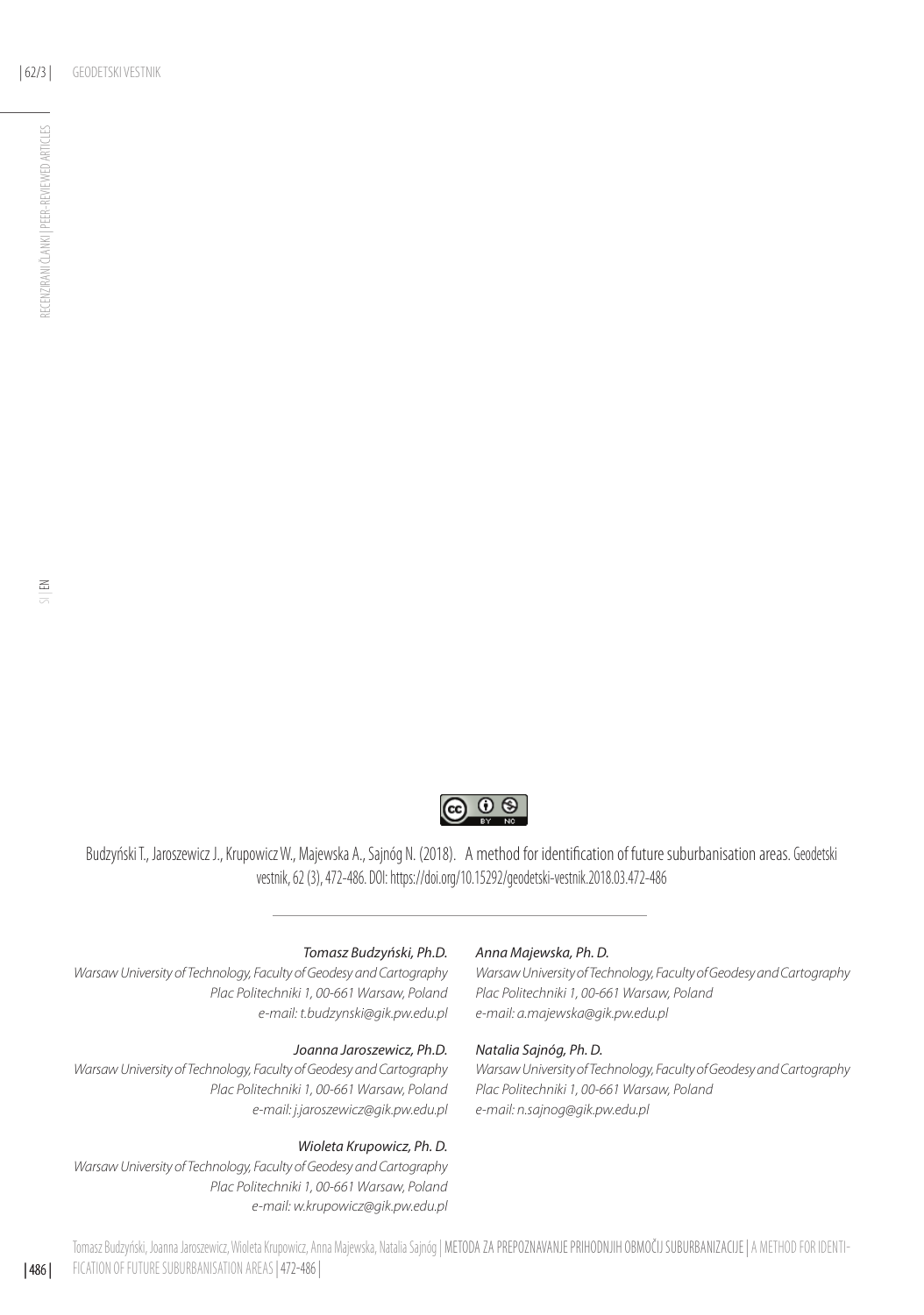Budzyński T., Jaroszewicz J., Krupowicz W., Majewska A., Sajnóg N. (2018). A method for identification of future suburbanisation areas. Geodetski vestnik, 62 (3), 472-486. DOI: https://doi.org/10.15292/geodetski-vestnik.2018.03.472-486

---

*Tomasz Budzyński, Ph.D.*
*Warsaw University of Technology, Faculty of Geodesy and Cartography*
*Plac Politechniki 1, 00-661 Warsaw, Poland*
*e-mail: t.budzynski@gik.pw.edu.pl*

*Joanna Jaroszewicz, Ph.D.*
*Warsaw University of Technology, Faculty of Geodesy and Cartography*
*Plac Politechniki 1, 00-661 Warsaw, Poland*
*e-mail: j.jaroszewicz@gik.pw.edu.pl*

*Wioleta Krupowicz, Ph. D.*
*Warsaw University of Technology, Faculty of Geodesy and Cartography*
*Plac Politechniki 1, 00-661 Warsaw, Poland*
*e-mail: w.krupowicz@gik.pw.edu.pl*

*Anna Majewska, Ph. D.*
*Warsaw University of Technology, Faculty of Geodesy and Cartography*
*Plac Politechniki 1, 00-661 Warsaw, Poland*
*e-mail: a.majewska@gik.pw.edu.pl*

*Natalia Sajnóg, Ph. D.*
*Warsaw University of Technology, Faculty of Geodesy and Cartography*
*Plac Politechniki 1, 00-661 Warsaw, Poland*
*e-mail: n.sajnog@gik.pw.edu.pl*